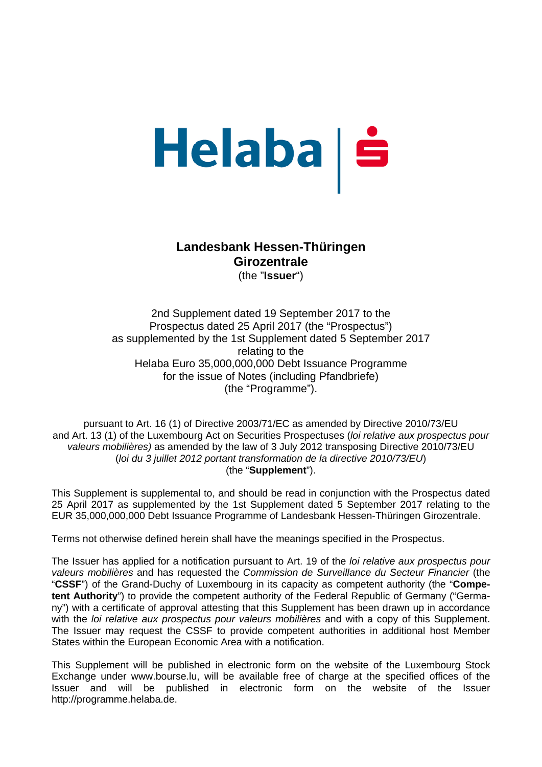Helaba | Ṡ

**Landesbank Hessen-Thüringen**
**Girozentrale**
(the "**Issuer**")

2nd Supplement dated 19 September 2017 to the
Prospectus dated 25 April 2017 (the "Prospectus")
as supplemented by the 1st Supplement dated 5 September 2017
relating to the
Helaba Euro 35,000,000,000 Debt Issuance Programme
for the issue of Notes (including Pfandbriefe)
(the "Programme").

pursuant to Art. 16 (1) of Directive 2003/71/EC as amended by Directive 2010/73/EU
and Art. 13 (1) of the Luxembourg Act on Securities Prospectuses (*loi relative aux prospectus pour valeurs mobilières)* as amended by the law of 3 July 2012 transposing Directive 2010/73/EU
(*loi du 3 juillet 2012 portant transformation de la directive 2010/73/EU*)
(the "**Supplement**").

This Supplement is supplemental to, and should be read in conjunction with the Prospectus dated 25 April 2017 as supplemented by the 1st Supplement dated 5 September 2017 relating to the EUR 35,000,000,000 Debt Issuance Programme of Landesbank Hessen-Thüringen Girozentrale.

Terms not otherwise defined herein shall have the meanings specified in the Prospectus.

The Issuer has applied for a notification pursuant to Art. 19 of the *loi relative aux prospectus pour valeurs mobilières* and has requested the *Commission de Surveillance du Secteur Financier* (the "**CSSF**") of the Grand-Duchy of Luxembourg in its capacity as competent authority (the "**Competent Authority**") to provide the competent authority of the Federal Republic of Germany ("Germany") with a certificate of approval attesting that this Supplement has been drawn up in accordance with the *loi relative aux prospectus pour valeurs mobilières* and with a copy of this Supplement. The Issuer may request the CSSF to provide competent authorities in additional host Member States within the European Economic Area with a notification.

This Supplement will be published in electronic form on the website of the Luxembourg Stock Exchange under www.bourse.lu, will be available free of charge at the specified offices of the Issuer and will be published in electronic form on the website of the Issuer http://programme.helaba.de.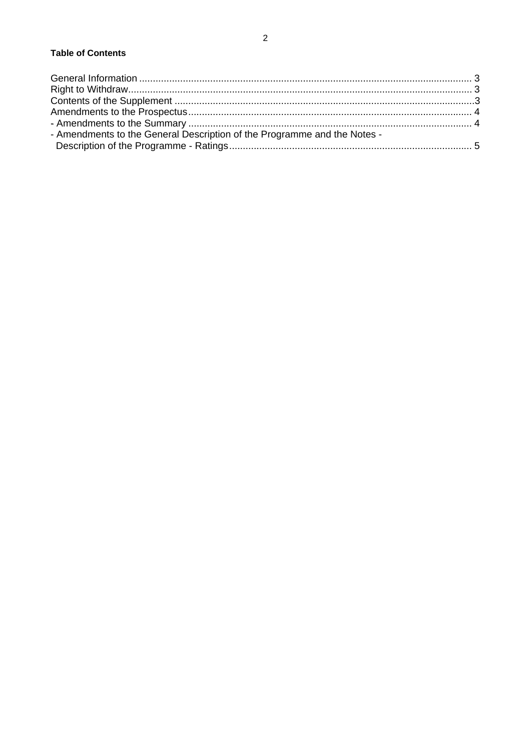**Table of Contents**

General Information ........................................................................................................................ 3
Right to Withdraw............................................................................................................................ 3
Contents of the Supplement ............................................................................................................3
Amendments to the Prospectus....................................................................................................... 4
- Amendments to the Summary ...................................................................................................... 4
- Amendments to the General Description of the Programme and the Notes -
  Description of the Programme - Ratings........................................................................................ 5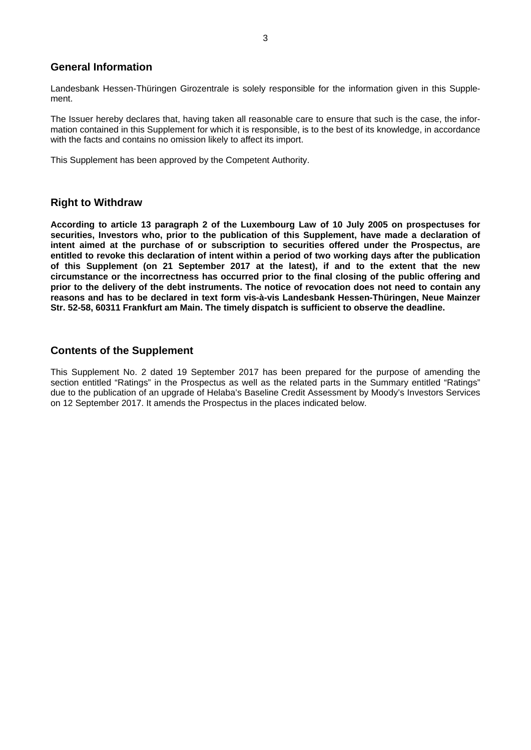## General Information

Landesbank Hessen-Thüringen Girozentrale is solely responsible for the information given in this Supplement.

The Issuer hereby declares that, having taken all reasonable care to ensure that such is the case, the information contained in this Supplement for which it is responsible, is to the best of its knowledge, in accordance with the facts and contains no omission likely to affect its import.

This Supplement has been approved by the Competent Authority.

## Right to Withdraw

**According to article 13 paragraph 2 of the Luxembourg Law of 10 July 2005 on prospectuses for securities, Investors who, prior to the publication of this Supplement, have made a declaration of intent aimed at the purchase of or subscription to securities offered under the Prospectus, are entitled to revoke this declaration of intent within a period of two working days after the publication of this Supplement (on 21 September 2017 at the latest), if and to the extent that the new circumstance or the incorrectness has occurred prior to the final closing of the public offering and prior to the delivery of the debt instruments. The notice of revocation does not need to contain any reasons and has to be declared in text form vis-à-vis Landesbank Hessen-Thüringen, Neue Mainzer Str. 52-58, 60311 Frankfurt am Main. The timely dispatch is sufficient to observe the deadline.**

## Contents of the Supplement

This Supplement No. 2 dated 19 September 2017 has been prepared for the purpose of amending the section entitled "Ratings" in the Prospectus as well as the related parts in the Summary entitled "Ratings" due to the publication of an upgrade of Helaba's Baseline Credit Assessment by Moody's Investors Services on 12 September 2017. It amends the Prospectus in the places indicated below.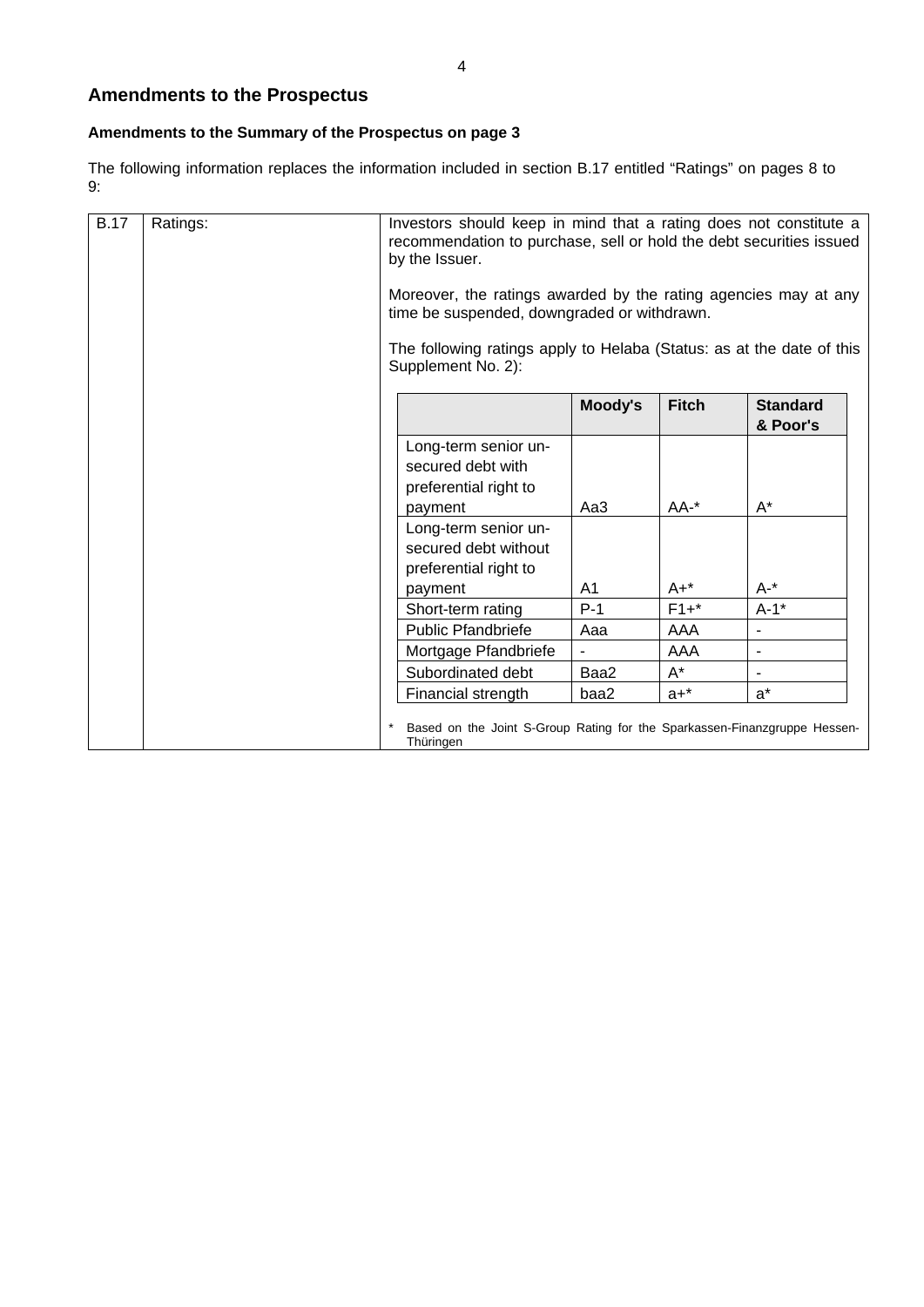## Amendments to the Prospectus

### Amendments to the Summary of the Prospectus on page 3

The following information replaces the information included in section B.17 entitled "Ratings" on pages 8 to 9:

| B.17 | Ratings: | Investors should keep in mind that a rating does not constitute a recommendation to purchase, sell or hold the debt securities issued by the Issuer.<br><br>Moreover, the ratings awarded by the rating agencies may at any time be suspended, downgraded or withdrawn.<br><br>The following ratings apply to Helaba (Status: as at the date of this Supplement No. 2): |
|---|---|---|

| | Moody's | Fitch | Standard & Poor's |
|---|---|---|---|
| Long-term senior unsecured debt with preferential right to payment | Aa3 | AA-* | A* |
| Long-term senior unsecured debt without preferential right to payment | A1 | A+* | A-* |
| Short-term rating | P-1 | F1+* | A-1* |
| Public Pfandbriefe | Aaa | AAA | - |
| Mortgage Pfandbriefe | - | AAA | - |
| Subordinated debt | Baa2 | A* | - |
| Financial strength | baa2 | a+* | a* |

\* Based on the Joint S-Group Rating for the Sparkassen-Finanzgruppe Hessen-Thüringen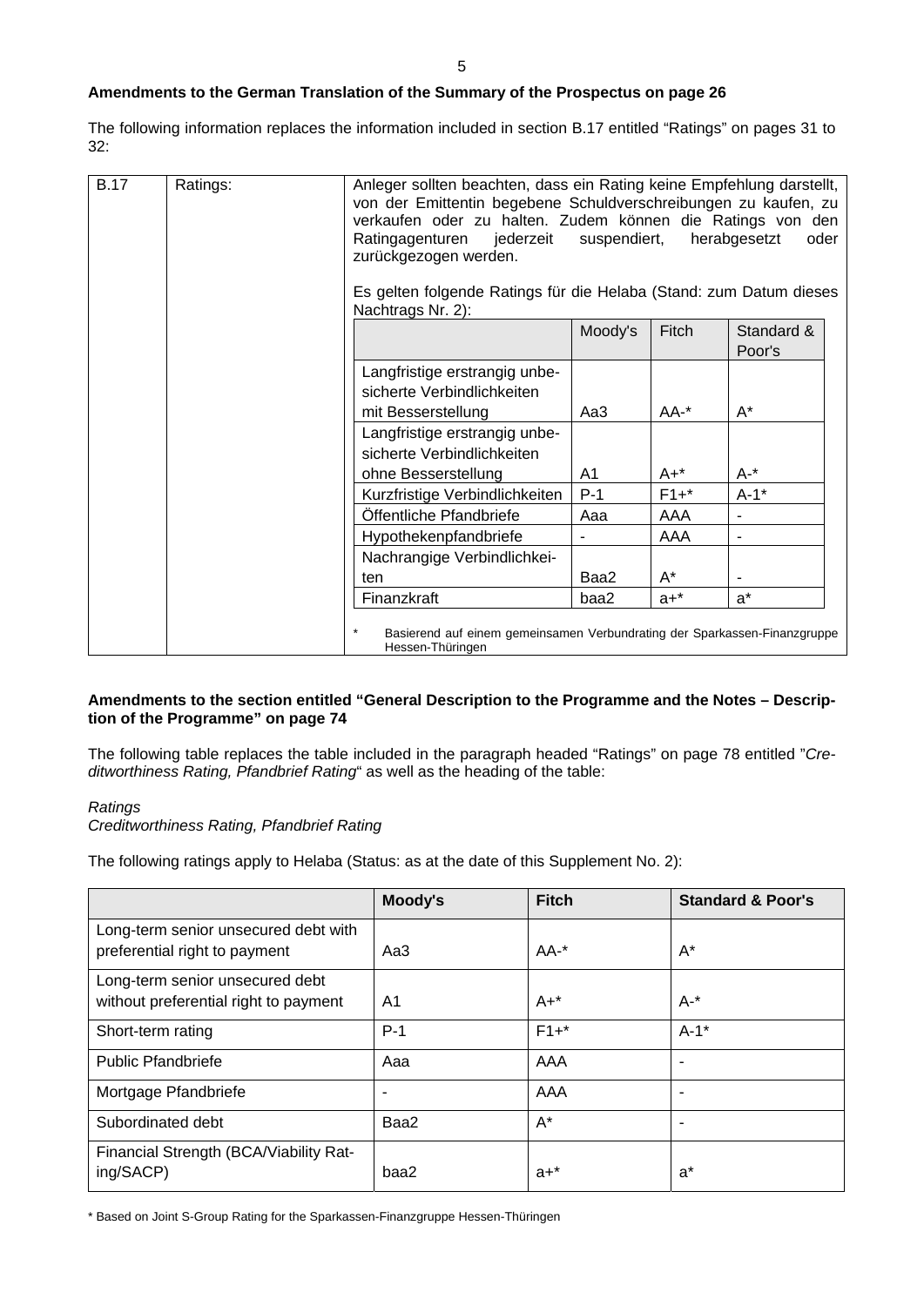**Amendments to the German Translation of the Summary of the Prospectus on page 26**

The following information replaces the information included in section B.17 entitled "Ratings" on pages 31 to 32:

| | | |
|---|---|---|
| B.17 | Ratings: | Anleger sollten beachten, dass ein Rating keine Empfehlung darstellt, von der Emittentin begebene Schuldverschreibungen zu kaufen, zu verkaufen oder zu halten. Zudem können die Ratings von den Ratingagenturen jederzeit suspendiert, herabgesetzt oder zurückgezogen werden.<br><br>Es gelten folgende Ratings für die Helaba (Stand: zum Datum dieses Nachtrags Nr. 2): |

| | Moody's | Fitch | Standard & Poor's |
|---|---|---|---|
| Langfristige erstrangig unbesicherte Verbindlichkeiten mit Besserstellung | Aa3 | AA-* | A* |
| Langfristige erstrangig unbesicherte Verbindlichkeiten ohne Besserstellung | A1 | A+* | A-* |
| Kurzfristige Verbindlichkeiten | P-1 | F1+* | A-1* |
| Öffentliche Pfandbriefe | Aaa | AAA | - |
| Hypothekenpfandbriefe | - | AAA | - |
| Nachrangige Verbindlichkeiten | Baa2 | A* | - |
| Finanzkraft | baa2 | a+* | a* |

\* Basierend auf einem gemeinsamen Verbundrating der Sparkassen-Finanzgruppe Hessen-Thüringen

**Amendments to the section entitled "General Description to the Programme and the Notes – Description of the Programme" on page 74**

The following table replaces the table included in the paragraph headed "Ratings" on page 78 entitled "*Creditworthiness Rating, Pfandbrief Rating*" as well as the heading of the table:

*Ratings*
*Creditworthiness Rating, Pfandbrief Rating*

The following ratings apply to Helaba (Status: as at the date of this Supplement No. 2):

| | **Moody's** | **Fitch** | **Standard & Poor's** |
|---|---|---|---|
| Long-term senior unsecured debt with preferential right to payment | Aa3 | AA-* | A* |
| Long-term senior unsecured debt without preferential right to payment | A1 | A+* | A-* |
| Short-term rating | P-1 | F1+* | A-1* |
| Public Pfandbriefe | Aaa | AAA | - |
| Mortgage Pfandbriefe | - | AAA | - |
| Subordinated debt | Baa2 | A* | - |
| Financial Strength (BCA/Viability Rating/SACP) | baa2 | a+* | a* |

\* Based on Joint S-Group Rating for the Sparkassen-Finanzgruppe Hessen-Thüringen